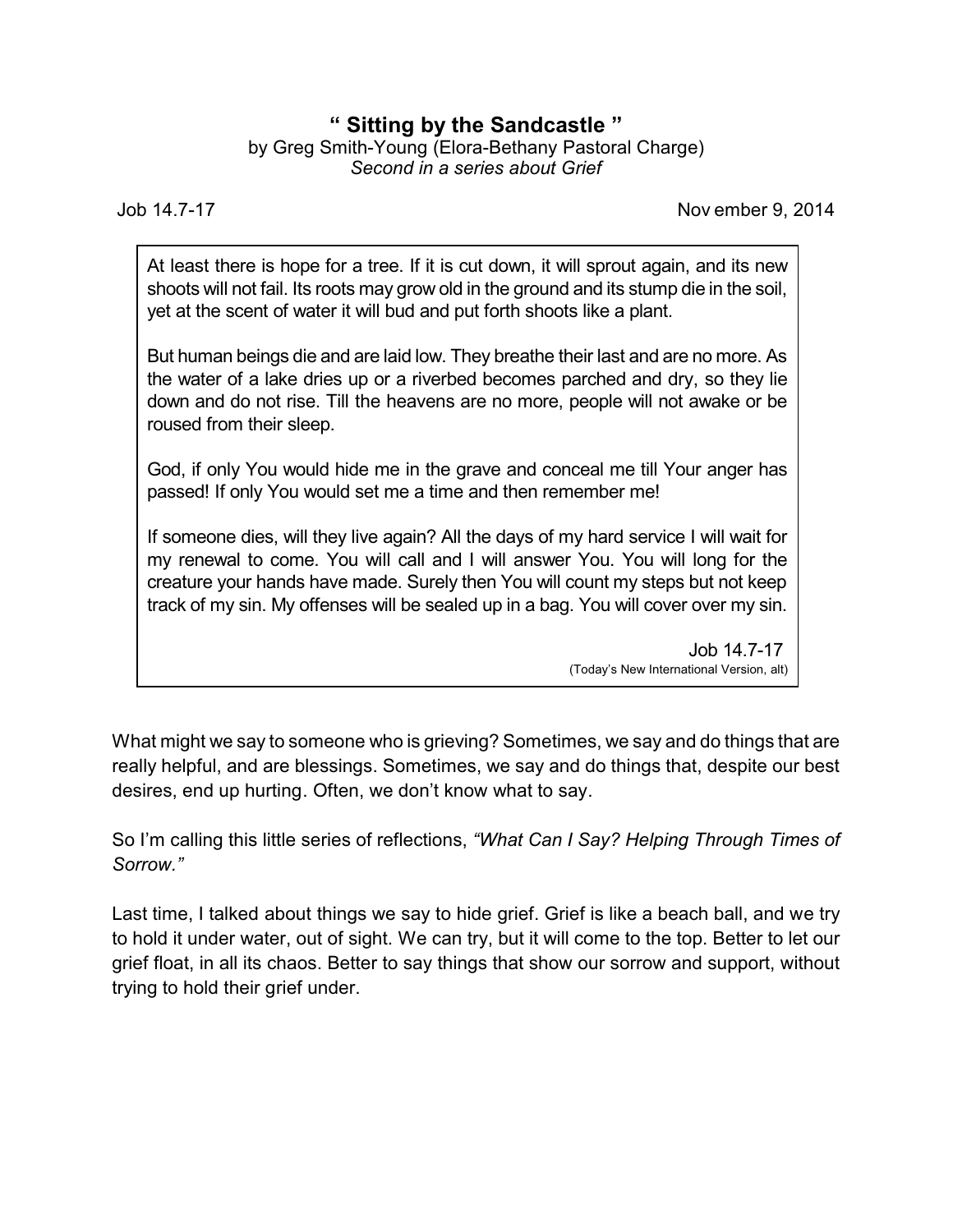# " Sitting by the Sandcastle "

by Greg Smith-Young (Elora-Bethany Pastoral Charge)

*Second in a series about Grief*

Job 14.7-17 November 9, 2014

> At least there is hope for a tree. If it is cut down, it will sprout again, and its new shoots will not fail. Its roots may grow old in the ground and its stump die in the soil, yet at the scent of water it will bud and put forth shoots like a plant.
>
> But human beings die and are laid low. They breathe their last and are no more. As the water of a lake dries up or a riverbed becomes parched and dry, so they lie down and do not rise. Till the heavens are no more, people will not awake or be roused from their sleep.
>
> God, if only You would hide me in the grave and conceal me till Your anger has passed! If only You would set me a time and then remember me!
>
> If someone dies, will they live again? All the days of my hard service I will wait for my renewal to come. You will call and I will answer You. You will long for the creature your hands have made. Surely then You will count my steps but not keep track of my sin. My offenses will be sealed up in a bag. You will cover over my sin.
>
> Job 14.7-17
> (Today's New International Version, alt)

What might we say to someone who is grieving? Sometimes, we say and do things that are really helpful, and are blessings. Sometimes, we say and do things that, despite our best desires, end up hurting. Often, we don't know what to say.

So I'm calling this little series of reflections, *"What Can I Say? Helping Through Times of Sorrow."*

Last time, I talked about things we say to hide grief. Grief is like a beach ball, and we try to hold it under water, out of sight. We can try, but it will come to the top. Better to let our grief float, in all its chaos. Better to say things that show our sorrow and support, without trying to hold their grief under.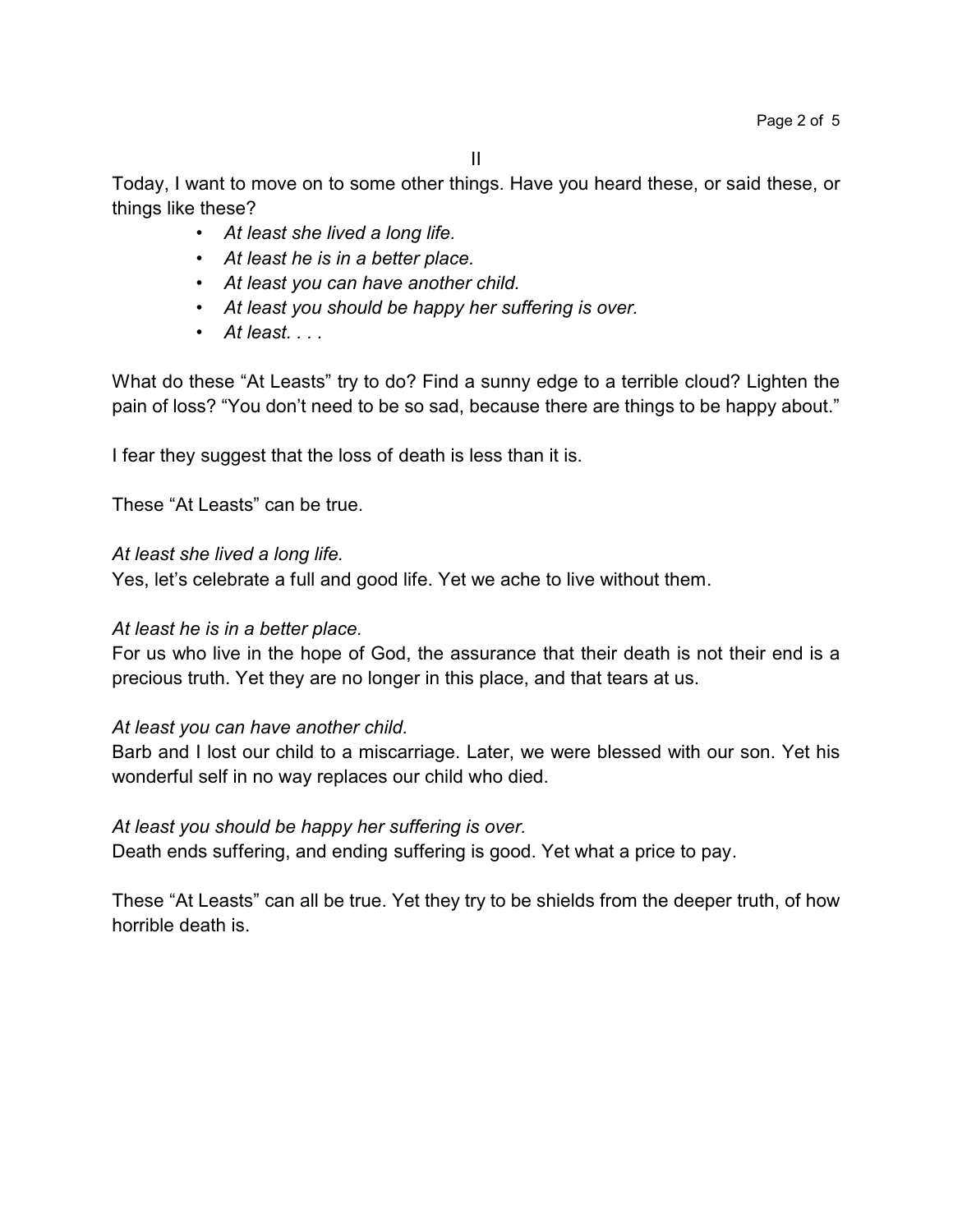## II

Today, I want to move on to some other things. Have you heard these, or said these, or things like these?

- *At least she lived a long life.*
- *At least he is in a better place.*
- *At least you can have another child.*
- *At least you should be happy her suffering is over.*
- *At least. . . .*

What do these "At Leasts" try to do? Find a sunny edge to a terrible cloud? Lighten the pain of loss? "You don't need to be so sad, because there are things to be happy about."

I fear they suggest that the loss of death is less than it is.

These "At Leasts" can be true.

*At least she lived a long life.*
Yes, let's celebrate a full and good life. Yet we ache to live without them.

*At least he is in a better place.*
For us who live in the hope of God, the assurance that their death is not their end is a precious truth. Yet they are no longer in this place, and that tears at us.

*At least you can have another child.*
Barb and I lost our child to a miscarriage. Later, we were blessed with our son. Yet his wonderful self in no way replaces our child who died.

*At least you should be happy her suffering is over.*
Death ends suffering, and ending suffering is good. Yet what a price to pay.

These "At Leasts" can all be true. Yet they try to be shields from the deeper truth, of how horrible death is.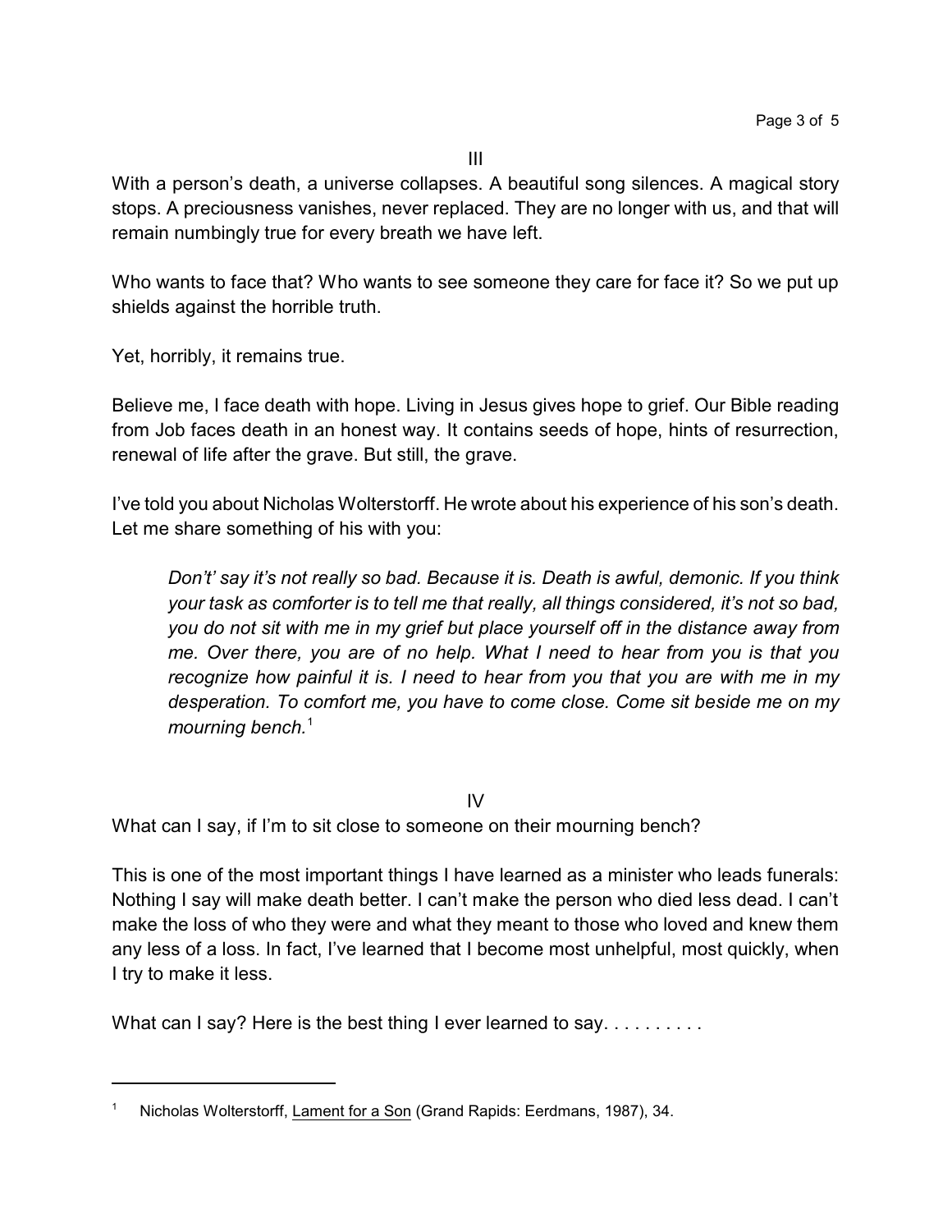## III

With a person's death, a universe collapses. A beautiful song silences. A magical story stops. A preciousness vanishes, never replaced. They are no longer with us, and that will remain numbingly true for every breath we have left.

Who wants to face that? Who wants to see someone they care for face it? So we put up shields against the horrible truth.

Yet, horribly, it remains true.

Believe me, I face death with hope. Living in Jesus gives hope to grief. Our Bible reading from Job faces death in an honest way. It contains seeds of hope, hints of resurrection, renewal of life after the grave. But still, the grave.

I've told you about Nicholas Wolterstorff. He wrote about his experience of his son's death. Let me share something of his with you:

> *Don't' say it's not really so bad. Because it is. Death is awful, demonic. If you think your task as comforter is to tell me that really, all things considered, it's not so bad, you do not sit with me in my grief but place yourself off in the distance away from me. Over there, you are of no help. What I need to hear from you is that you recognize how painful it is. I need to hear from you that you are with me in my desperation. To comfort me, you have to come close. Come sit beside me on my mourning bench.*[1]

## IV

What can I say, if I'm to sit close to someone on their mourning bench?

This is one of the most important things I have learned as a minister who leads funerals: Nothing I say will make death better. I can't make the person who died less dead. I can't make the loss of who they were and what they meant to those who loved and knew them any less of a loss. In fact, I've learned that I become most unhelpful, most quickly, when I try to make it less.

What can I say? Here is the best thing I ever learned to say. . . . . . . . . .

---

[1] Nicholas Wolterstorff, Lament for a Son (Grand Rapids: Eerdmans, 1987), 34.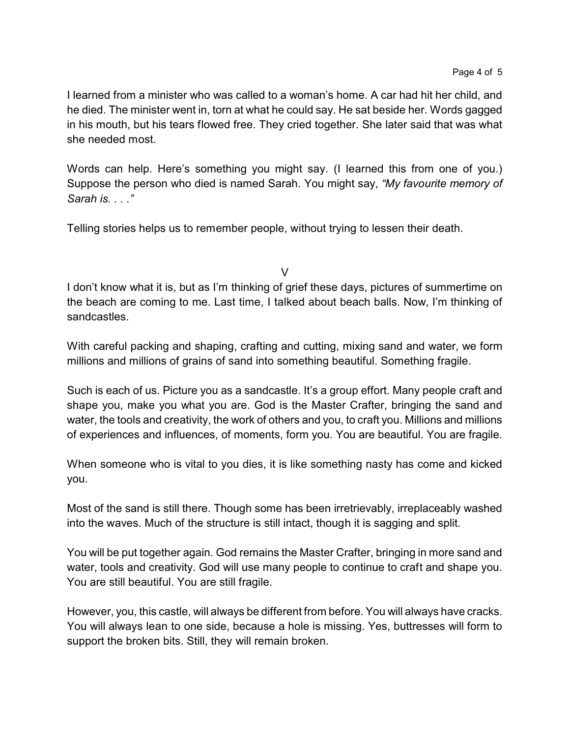I learned from a minister who was called to a woman's home. A car had hit her child, and he died. The minister went in, torn at what he could say. He sat beside her. Words gagged in his mouth, but his tears flowed free. They cried together. She later said that was what she needed most.

Words can help. Here's something you might say. (I learned this from one of you.) Suppose the person who died is named Sarah. You might say, *"My favourite memory of Sarah is. . . ."*

Telling stories helps us to remember people, without trying to lessen their death.

## V

I don't know what it is, but as I'm thinking of grief these days, pictures of summertime on the beach are coming to me. Last time, I talked about beach balls. Now, I'm thinking of sandcastles.

With careful packing and shaping, crafting and cutting, mixing sand and water, we form millions and millions of grains of sand into something beautiful. Something fragile.

Such is each of us. Picture you as a sandcastle. It's a group effort. Many people craft and shape you, make you what you are. God is the Master Crafter, bringing the sand and water, the tools and creativity, the work of others and you, to craft you. Millions and millions of experiences and influences, of moments, form you. You are beautiful. You are fragile.

When someone who is vital to you dies, it is like something nasty has come and kicked you.

Most of the sand is still there. Though some has been irretrievably, irreplaceably washed into the waves. Much of the structure is still intact, though it is sagging and split.

You will be put together again. God remains the Master Crafter, bringing in more sand and water, tools and creativity. God will use many people to continue to craft and shape you. You are still beautiful. You are still fragile.

However, you, this castle, will always be different from before. You will always have cracks. You will always lean to one side, because a hole is missing. Yes, buttresses will form to support the broken bits. Still, they will remain broken.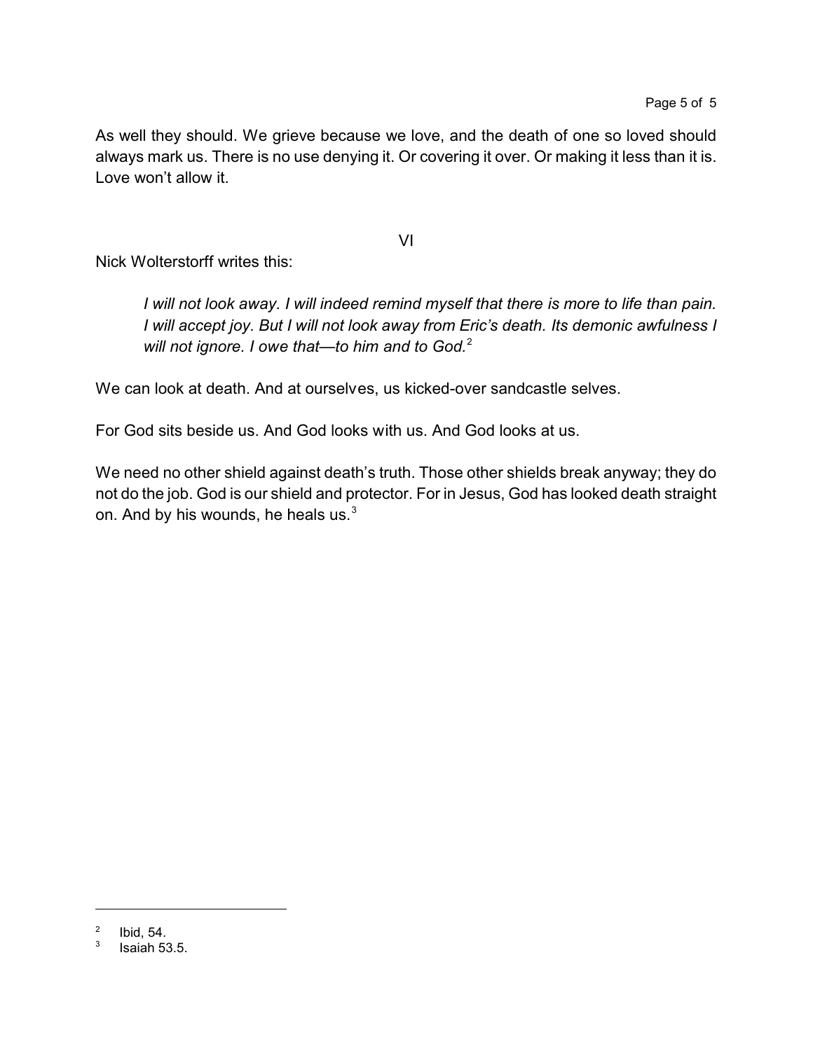As well they should. We grieve because we love, and the death of one so loved should always mark us. There is no use denying it. Or covering it over. Or making it less than it is. Love won't allow it.

## VI

Nick Wolterstorff writes this:

> *I will not look away. I will indeed remind myself that there is more to life than pain. I will accept joy. But I will not look away from Eric's death. Its demonic awfulness I will not ignore. I owe that—to him and to God.*[2]

We can look at death. And at ourselves, us kicked-over sandcastle selves.

For God sits beside us. And God looks with us. And God looks at us.

We need no other shield against death's truth. Those other shields break anyway; they do not do the job. God is our shield and protector. For in Jesus, God has looked death straight on. And by his wounds, he heals us.[3]

---

[2] Ibid, 54.

[3] Isaiah 53.5.